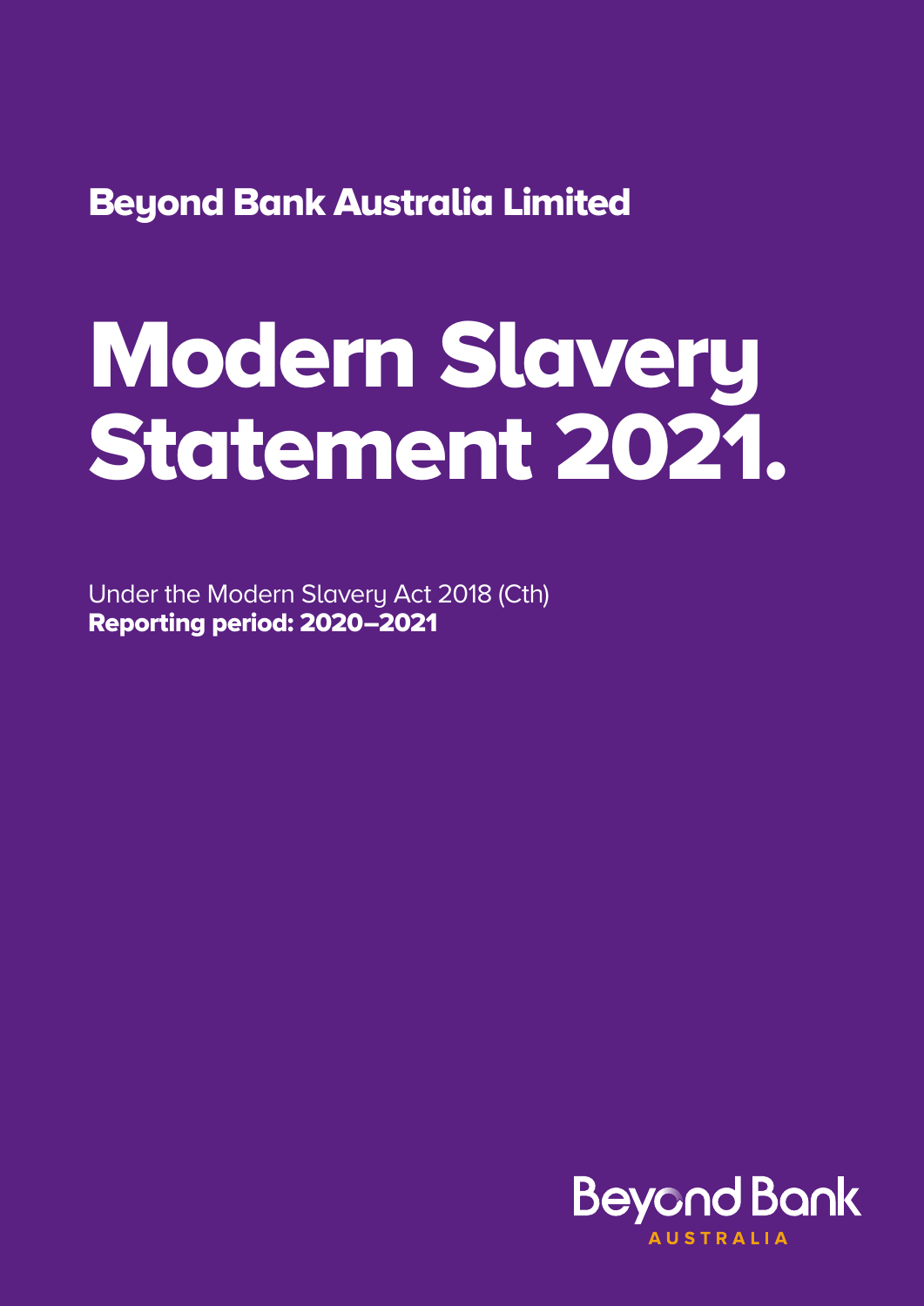Beyond Bank Australia Limited

# Modern Slavery Statement 2021.

Under the Modern Slavery Act 2018 (Cth)
**Reporting period: 2020–2021**

Beyond Bank
AUSTRALIA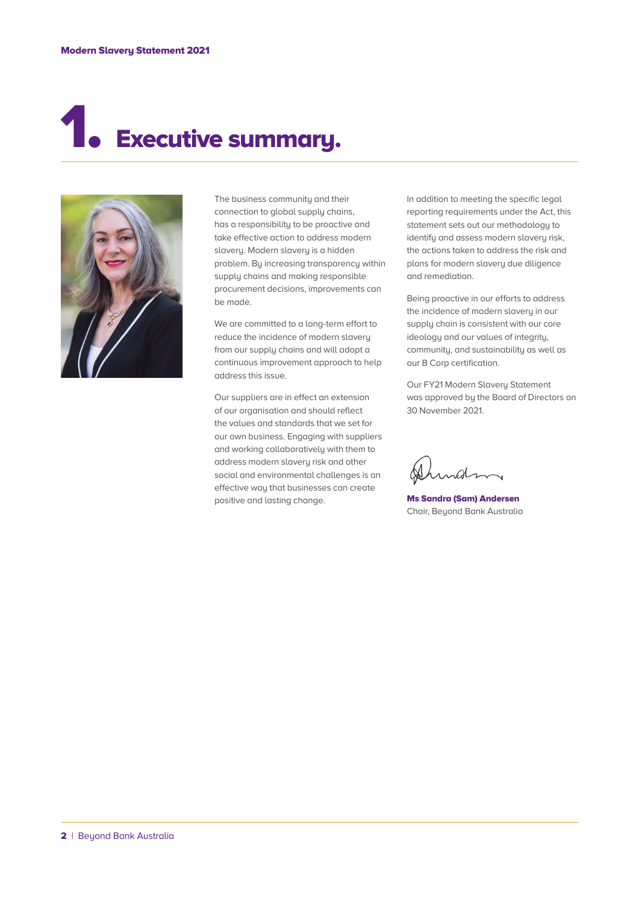# 1. Executive summary.

The business community and their connection to global supply chains, has a responsibility to be proactive and take effective action to address modern slavery. Modern slavery is a hidden problem. By increasing transparency within supply chains and making responsible procurement decisions, improvements can be made.

We are committed to a long-term effort to reduce the incidence of modern slavery from our supply chains and will adopt a continuous improvement approach to help address this issue.

Our suppliers are in effect an extension of our organisation and should reflect the values and standards that we set for our own business. Engaging with suppliers and working collaboratively with them to address modern slavery risk and other social and environmental challenges is an effective way that businesses can create positive and lasting change.

In addition to meeting the specific legal reporting requirements under the Act, this statement sets out our methodology to identify and assess modern slavery risk, the actions taken to address the risk and plans for modern slavery due diligence and remediation.

Being proactive in our efforts to address the incidence of modern slavery in our supply chain is consistent with our core ideology and our values of integrity, community, and sustainability as well as our B Corp certification.

Our FY21 Modern Slavery Statement was approved by the Board of Directors on 30 November 2021.

**Ms Sandra (Sam) Andersen**
Chair, Beyond Bank Australia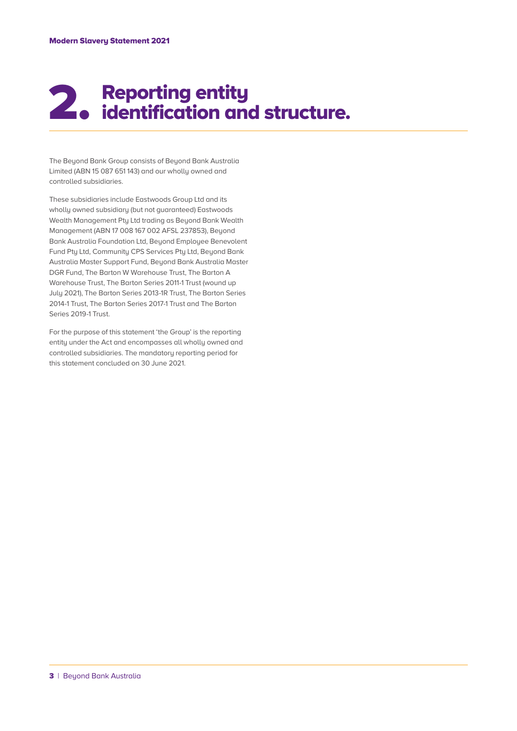# 2. Reporting entity identification and structure.

The Beyond Bank Group consists of Beyond Bank Australia Limited (ABN 15 087 651 143) and our wholly owned and controlled subsidiaries.

These subsidiaries include Eastwoods Group Ltd and its wholly owned subsidiary (but not guaranteed) Eastwoods Wealth Management Pty Ltd trading as Beyond Bank Wealth Management (ABN 17 008 167 002 AFSL 237853), Beyond Bank Australia Foundation Ltd, Beyond Employee Benevolent Fund Pty Ltd, Community CPS Services Pty Ltd, Beyond Bank Australia Master Support Fund, Beyond Bank Australia Master DGR Fund, The Barton W Warehouse Trust, The Barton A Warehouse Trust, The Barton Series 2011-1 Trust (wound up July 2021), The Barton Series 2013-1R Trust, The Barton Series 2014-1 Trust, The Barton Series 2017-1 Trust and The Barton Series 2019-1 Trust.

For the purpose of this statement 'the Group' is the reporting entity under the Act and encompasses all wholly owned and controlled subsidiaries. The mandatory reporting period for this statement concluded on 30 June 2021.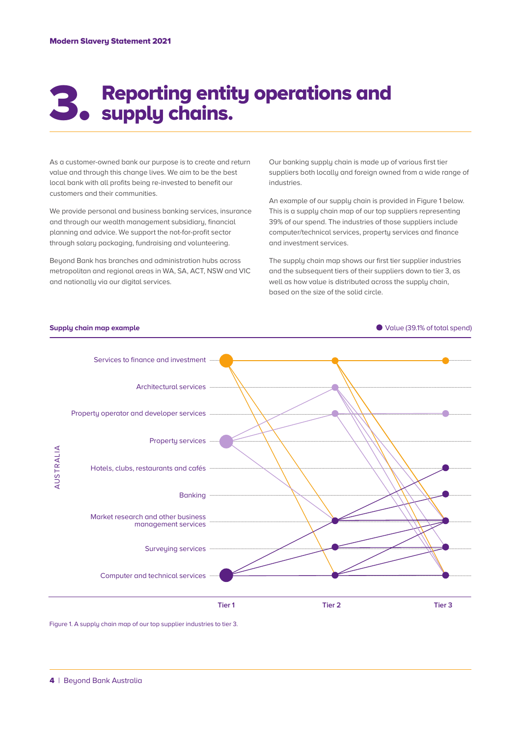# 3. Reporting entity operations and supply chains.

As a customer-owned bank our purpose is to create and return value and through this change lives. We aim to be the best local bank with all profits being re-invested to benefit our customers and their communities.

We provide personal and business banking services, insurance and through our wealth management subsidiary, financial planning and advice. We support the not-for-profit sector through salary packaging, fundraising and volunteering.

Beyond Bank has branches and administration hubs across metropolitan and regional areas in WA, SA, ACT, NSW and VIC and nationally via our digital services.

Our banking supply chain is made up of various first tier suppliers both locally and foreign owned from a wide range of industries.

An example of our supply chain is provided in Figure 1 below. This is a supply chain map of our top suppliers representing 39% of our spend. The industries of those suppliers include computer/technical services, property services and finance and investment services.

The supply chain map shows our first tier supplier industries and the subsequent tiers of their suppliers down to tier 3, as well as how value is distributed across the supply chain, based on the size of the solid circle.

**Supply chain map example**

● Value (39.1% of total spend)

AUSTRALIA

- Services to finance and investment
- Architectural services
- Property operator and developer services
- Property services
- Hotels, clubs, restaurants and cafés
- Banking
- Market research and other business management services
- Surveying services
- Computer and technical services

Tier 1 | Tier 2 | Tier 3

Figure 1. A supply chain map of our top supplier industries to tier 3.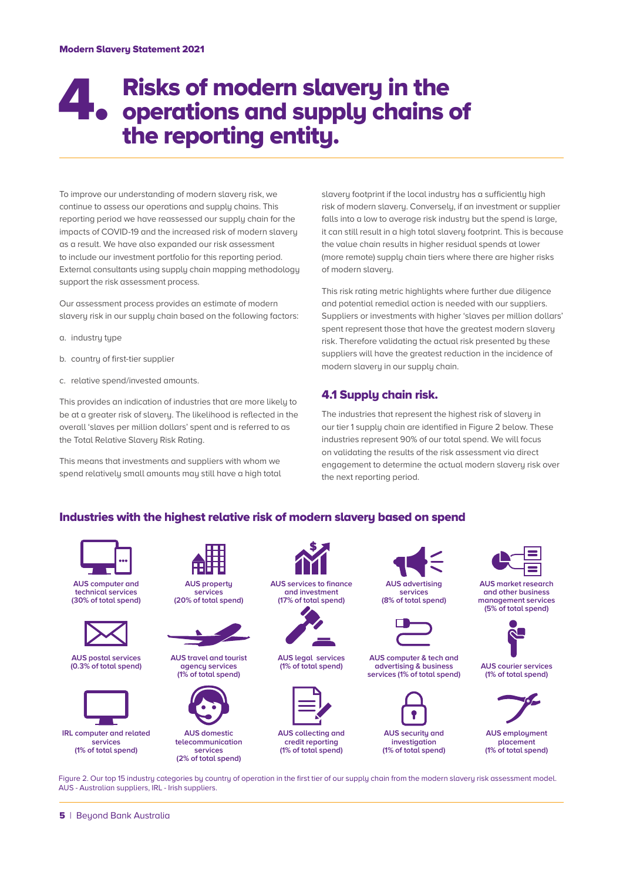# 4. Risks of modern slavery in the operations and supply chains of the reporting entity.

To improve our understanding of modern slavery risk, we continue to assess our operations and supply chains. This reporting period we have reassessed our supply chain for the impacts of COVID-19 and the increased risk of modern slavery as a result. We have also expanded our risk assessment to include our investment portfolio for this reporting period. External consultants using supply chain mapping methodology support the risk assessment process.

Our assessment process provides an estimate of modern slavery risk in our supply chain based on the following factors:

a. industry type

b. country of first-tier supplier

c. relative spend/invested amounts.

This provides an indication of industries that are more likely to be at a greater risk of slavery. The likelihood is reflected in the overall 'slaves per million dollars' spent and is referred to as the Total Relative Slavery Risk Rating.

This means that investments and suppliers with whom we spend relatively small amounts may still have a high total slavery footprint if the local industry has a sufficiently high risk of modern slavery. Conversely, if an investment or supplier falls into a low to average risk industry but the spend is large, it can still result in a high total slavery footprint. This is because the value chain results in higher residual spends at lower (more remote) supply chain tiers where there are higher risks of modern slavery.

This risk rating metric highlights where further due diligence and potential remedial action is needed with our suppliers. Suppliers or investments with higher 'slaves per million dollars' spent represent those that have the greatest modern slavery risk. Therefore validating the actual risk presented by these suppliers will have the greatest reduction in the incidence of modern slavery in our supply chain.

## 4.1 Supply chain risk.

The industries that represent the highest risk of slavery in our tier 1 supply chain are identified in Figure 2 below. These industries represent 90% of our total spend. We will focus on validating the results of the risk assessment via direct engagement to determine the actual modern slavery risk over the next reporting period.

### Industries with the highest relative risk of modern slavery based on spend

- AUS computer and technical services (30% of total spend)
- AUS property services (20% of total spend)
- AUS services to finance and investment (17% of total spend)
- AUS advertising services (8% of total spend)
- AUS market research and other business management services (5% of total spend)
- AUS postal services (0.3% of total spend)
- AUS travel and tourist agency services (1% of total spend)
- AUS legal services (1% of total spend)
- AUS computer & tech and advertising & business services (1% of total spend)
- AUS courier services (1% of total spend)
- IRL computer and related services (1% of total spend)
- AUS domestic telecommunication services (2% of total spend)
- AUS collecting and credit reporting (1% of total spend)
- AUS security and investigation (1% of total spend)
- AUS employment placement (1% of total spend)

Figure 2. Our top 15 industry categories by country of operation in the first tier of our supply chain from the modern slavery risk assessment model. AUS - Australian suppliers, IRL - Irish suppliers.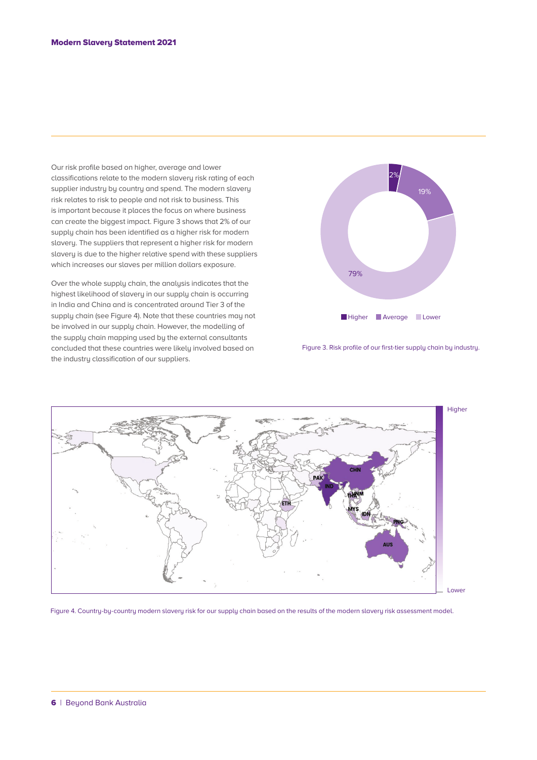Our risk profile based on higher, average and lower classifications relate to the modern slavery risk rating of each supplier industry by country and spend. The modern slavery risk relates to risk to people and not risk to business. This is important because it places the focus on where business can create the biggest impact. Figure 3 shows that 2% of our supply chain has been identified as a higher risk for modern slavery. The suppliers that represent a higher risk for modern slavery is due to the higher relative spend with these suppliers which increases our slaves per million dollars exposure.

Over the whole supply chain, the analysis indicates that the highest likelihood of slavery in our supply chain is occurring in India and China and is concentrated around Tier 3 of the supply chain (see Figure 4). Note that these countries may not be involved in our supply chain. However, the modelling of the supply chain mapping used by the external consultants concluded that these countries were likely involved based on the industry classification of our suppliers.

2%

19%

79%

Higher Average Lower

Figure 3. Risk profile of our first-tier supply chain by industry.

Higher

Lower

CHN PAK IND THA VNM ETH MYS IDN PNG AUS

Figure 4. Country-by-country modern slavery risk for our supply chain based on the results of the modern slavery risk assessment model.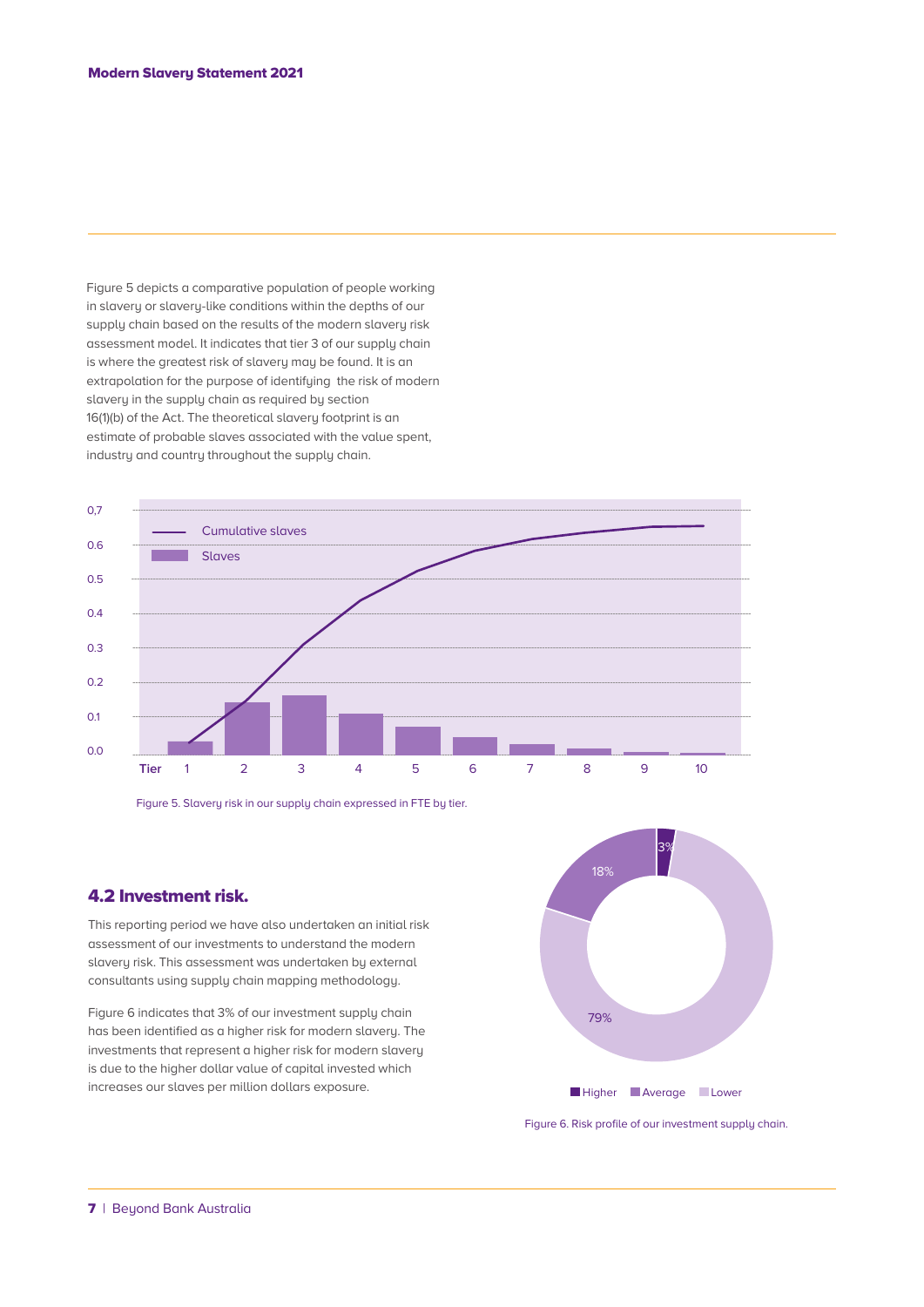Figure 5 depicts a comparative population of people working in slavery or slavery-like conditions within the depths of our supply chain based on the results of the modern slavery risk assessment model. It indicates that tier 3 of our supply chain is where the greatest risk of slavery may be found. It is an extrapolation for the purpose of identifying the risk of modern slavery in the supply chain as required by section 16(1)(b) of the Act. The theoretical slavery footprint is an estimate of probable slaves associated with the value spent, industry and country throughout the supply chain.

Figure 5. Slavery risk in our supply chain expressed in FTE by tier.

## 4.2 Investment risk.

This reporting period we have also undertaken an initial risk assessment of our investments to understand the modern slavery risk. This assessment was undertaken by external consultants using supply chain mapping methodology.

Figure 6 indicates that 3% of our investment supply chain has been identified as a higher risk for modern slavery. The investments that represent a higher risk for modern slavery is due to the higher dollar value of capital invested which increases our slaves per million dollars exposure.

Figure 6. Risk profile of our investment supply chain.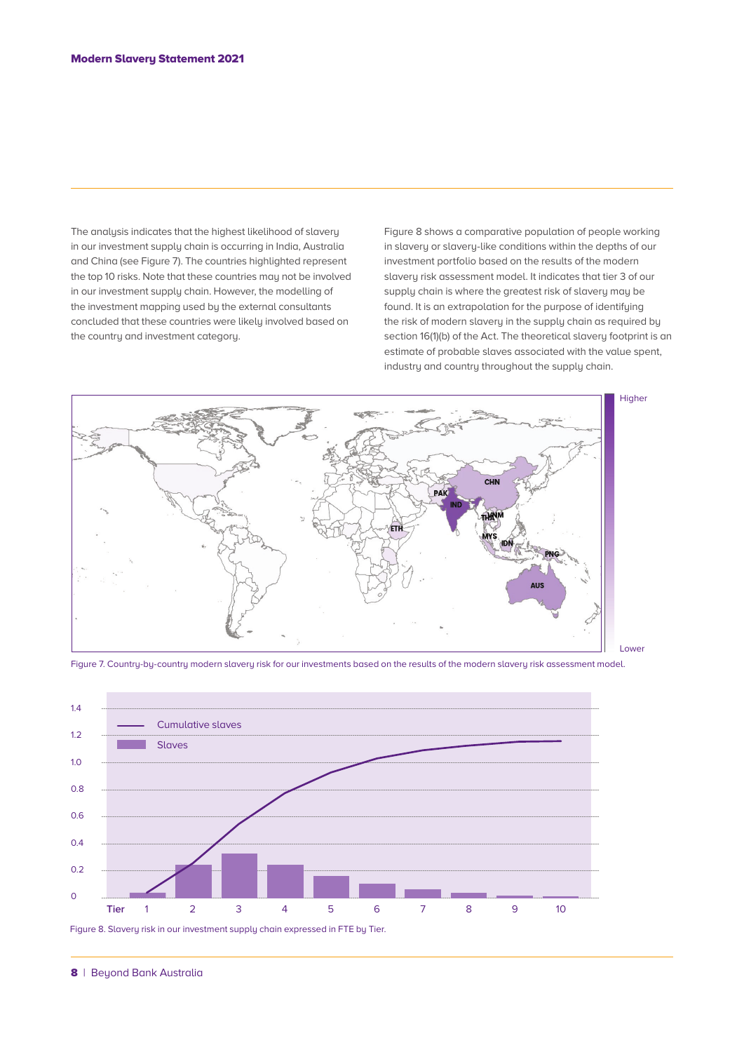The analysis indicates that the highest likelihood of slavery in our investment supply chain is occurring in India, Australia and China (see Figure 7). The countries highlighted represent the top 10 risks. Note that these countries may not be involved in our investment supply chain. However, the modelling of the investment mapping used by the external consultants concluded that these countries were likely involved based on the country and investment category.

Figure 8 shows a comparative population of people working in slavery or slavery-like conditions within the depths of our investment portfolio based on the results of the modern slavery risk assessment model. It indicates that tier 3 of our supply chain is where the greatest risk of slavery may be found. It is an extrapolation for the purpose of identifying the risk of modern slavery in the supply chain as required by section 16(1)(b) of the Act. The theoretical slavery footprint is an estimate of probable slaves associated with the value spent, industry and country throughout the supply chain.

Figure 7. Country-by-country modern slavery risk for our investments based on the results of the modern slavery risk assessment model.

Figure 8. Slavery risk in our investment supply chain expressed in FTE by Tier.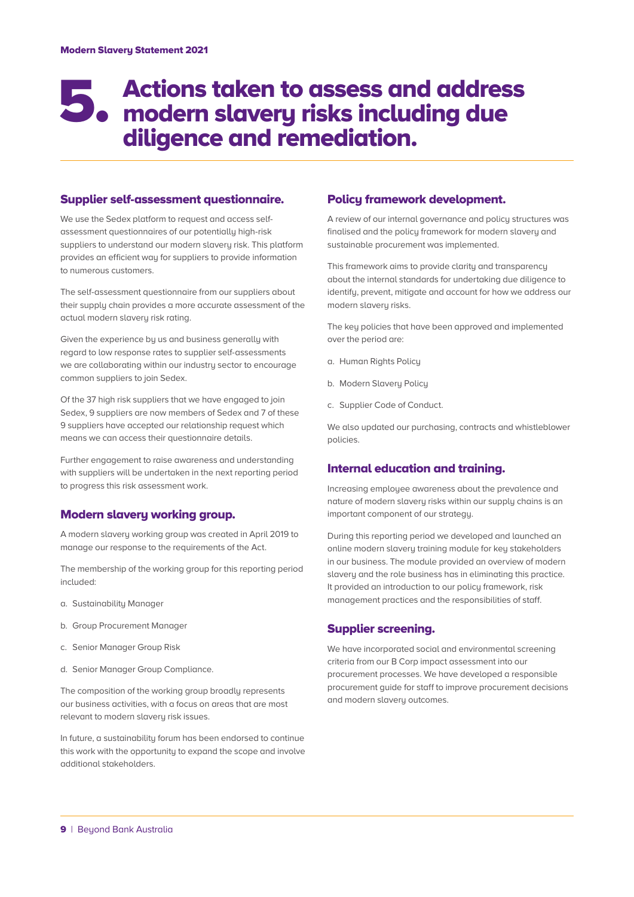# 5. Actions taken to assess and address modern slavery risks including due diligence and remediation.

## Supplier self-assessment questionnaire.

We use the Sedex platform to request and access self-assessment questionnaires of our potentially high-risk suppliers to understand our modern slavery risk. This platform provides an efficient way for suppliers to provide information to numerous customers.

The self-assessment questionnaire from our suppliers about their supply chain provides a more accurate assessment of the actual modern slavery risk rating.

Given the experience by us and business generally with regard to low response rates to supplier self-assessments we are collaborating within our industry sector to encourage common suppliers to join Sedex.

Of the 37 high risk suppliers that we have engaged to join Sedex, 9 suppliers are now members of Sedex and 7 of these 9 suppliers have accepted our relationship request which means we can access their questionnaire details.

Further engagement to raise awareness and understanding with suppliers will be undertaken in the next reporting period to progress this risk assessment work.

## Modern slavery working group.

A modern slavery working group was created in April 2019 to manage our response to the requirements of the Act.

The membership of the working group for this reporting period included:

a. Sustainability Manager

b. Group Procurement Manager

c. Senior Manager Group Risk

d. Senior Manager Group Compliance.

The composition of the working group broadly represents our business activities, with a focus on areas that are most relevant to modern slavery risk issues.

In future, a sustainability forum has been endorsed to continue this work with the opportunity to expand the scope and involve additional stakeholders.

## Policy framework development.

A review of our internal governance and policy structures was finalised and the policy framework for modern slavery and sustainable procurement was implemented.

This framework aims to provide clarity and transparency about the internal standards for undertaking due diligence to identify, prevent, mitigate and account for how we address our modern slavery risks.

The key policies that have been approved and implemented over the period are:

a. Human Rights Policy

b. Modern Slavery Policy

c. Supplier Code of Conduct.

We also updated our purchasing, contracts and whistleblower policies.

## Internal education and training.

Increasing employee awareness about the prevalence and nature of modern slavery risks within our supply chains is an important component of our strategy.

During this reporting period we developed and launched an online modern slavery training module for key stakeholders in our business. The module provided an overview of modern slavery and the role business has in eliminating this practice. It provided an introduction to our policy framework, risk management practices and the responsibilities of staff.

## Supplier screening.

We have incorporated social and environmental screening criteria from our B Corp impact assessment into our procurement processes. We have developed a responsible procurement guide for staff to improve procurement decisions and modern slavery outcomes.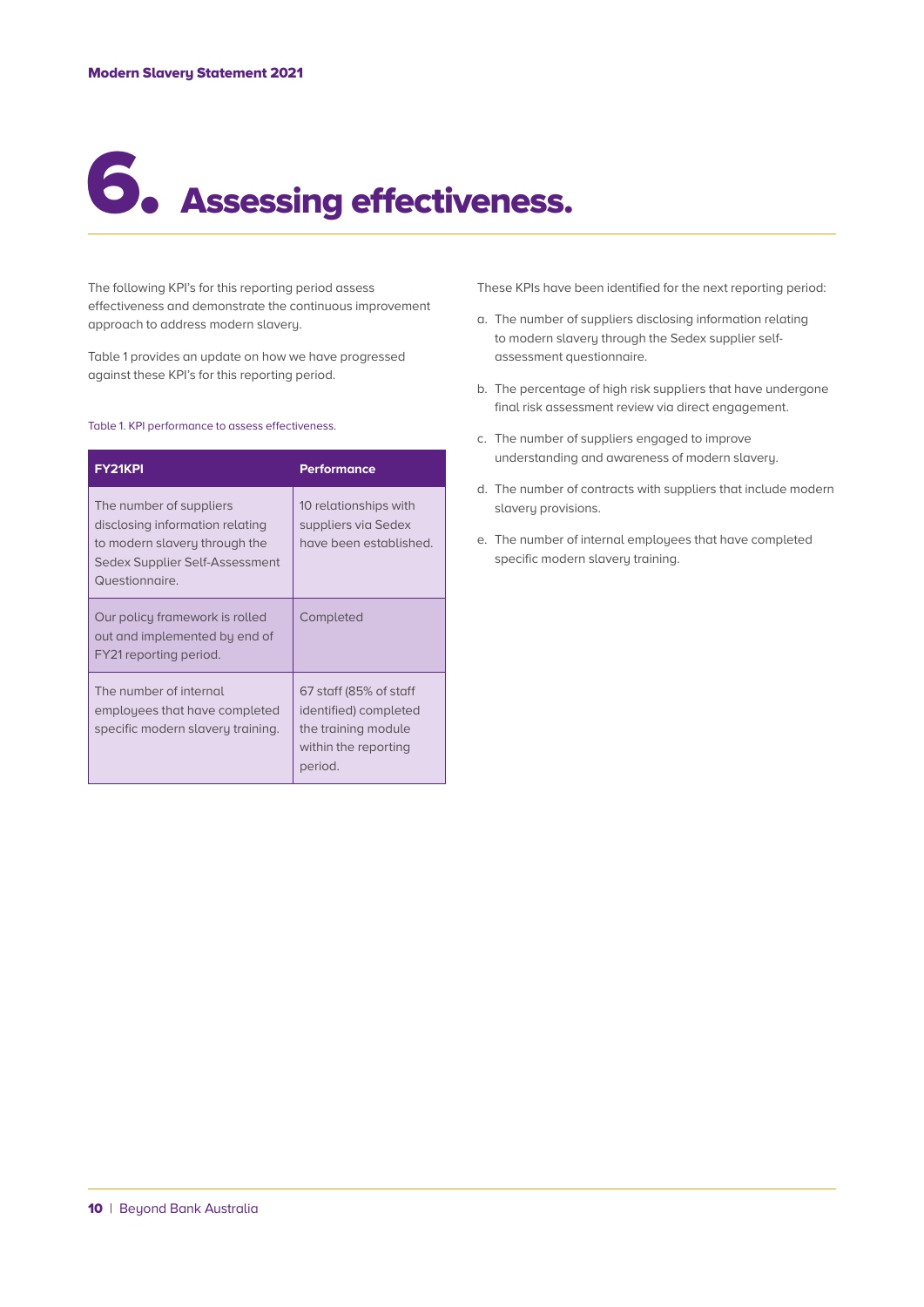# 6. Assessing effectiveness.

The following KPI's for this reporting period assess effectiveness and demonstrate the continuous improvement approach to address modern slavery.

Table 1 provides an update on how we have progressed against these KPI's for this reporting period.

Table 1. KPI performance to assess effectiveness.

| FY21KPI | Performance |
|---|---|
| The number of suppliers disclosing information relating to modern slavery through the Sedex Supplier Self-Assessment Questionnaire. | 10 relationships with suppliers via Sedex have been established. |
| Our policy framework is rolled out and implemented by end of FY21 reporting period. | Completed |
| The number of internal employees that have completed specific modern slavery training. | 67 staff (85% of staff identified) completed the training module within the reporting period. |

These KPIs have been identified for the next reporting period:

a. The number of suppliers disclosing information relating to modern slavery through the Sedex supplier self-assessment questionnaire.

b. The percentage of high risk suppliers that have undergone final risk assessment review via direct engagement.

c. The number of suppliers engaged to improve understanding and awareness of modern slavery.

d. The number of contracts with suppliers that include modern slavery provisions.

e. The number of internal employees that have completed specific modern slavery training.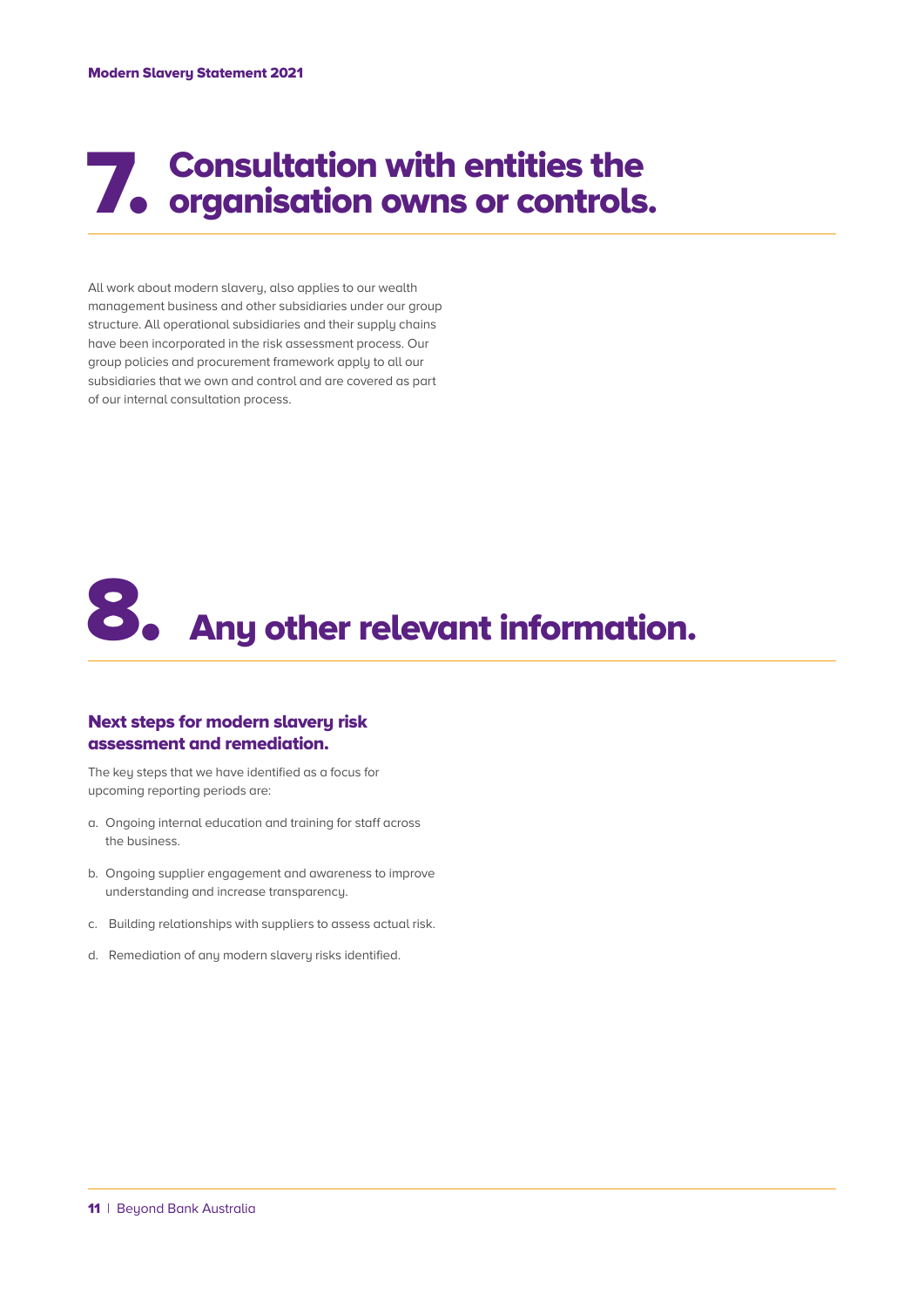# 7. Consultation with entities the organisation owns or controls.

All work about modern slavery, also applies to our wealth management business and other subsidiaries under our group structure. All operational subsidiaries and their supply chains have been incorporated in the risk assessment process. Our group policies and procurement framework apply to all our subsidiaries that we own and control and are covered as part of our internal consultation process.

# 8. Any other relevant information.

## Next steps for modern slavery risk assessment and remediation.

The key steps that we have identified as a focus for upcoming reporting periods are:

a. Ongoing internal education and training for staff across the business.

b. Ongoing supplier engagement and awareness to improve understanding and increase transparency.

c. Building relationships with suppliers to assess actual risk.

d. Remediation of any modern slavery risks identified.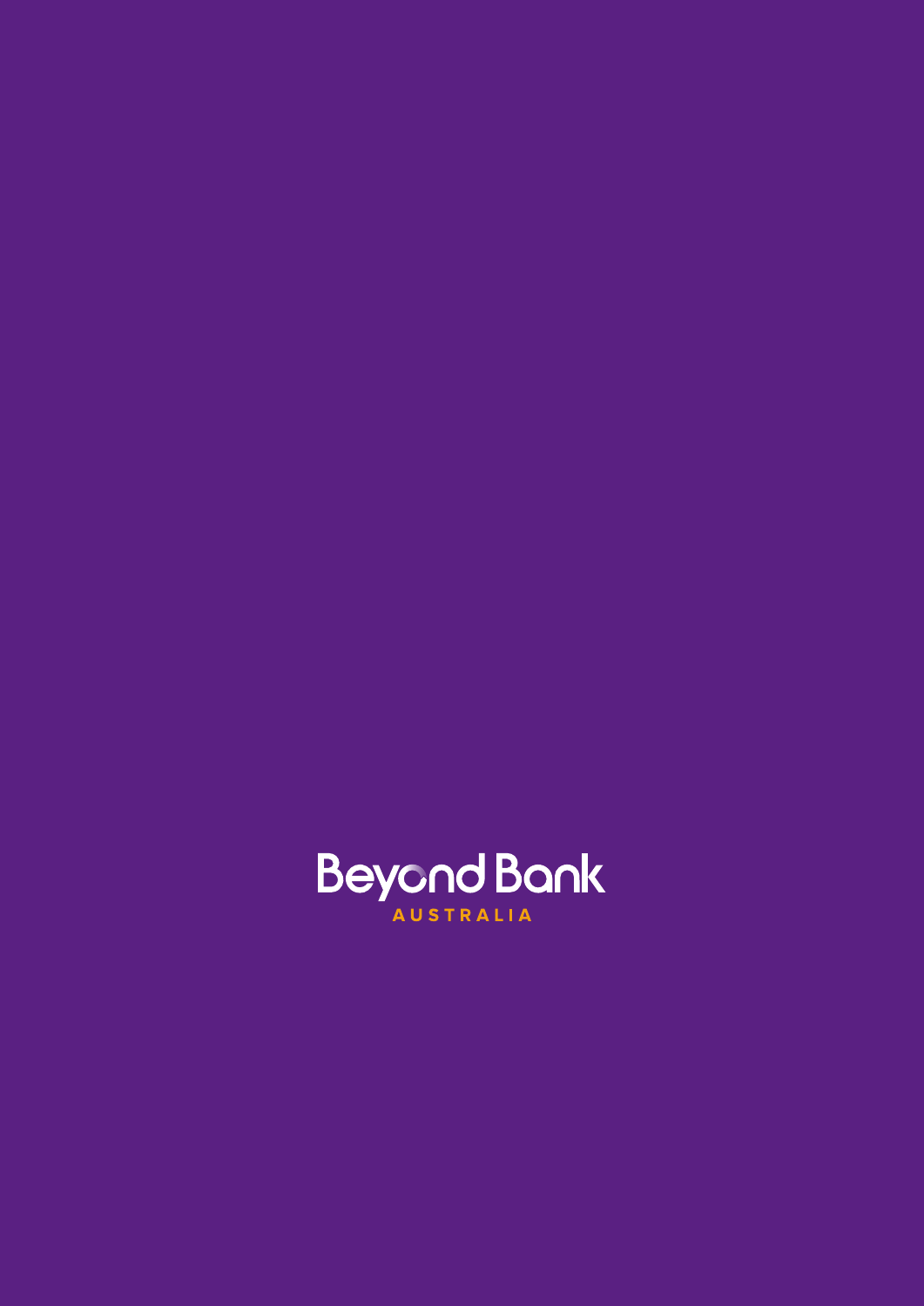Beyond Bank

AUSTRALIA